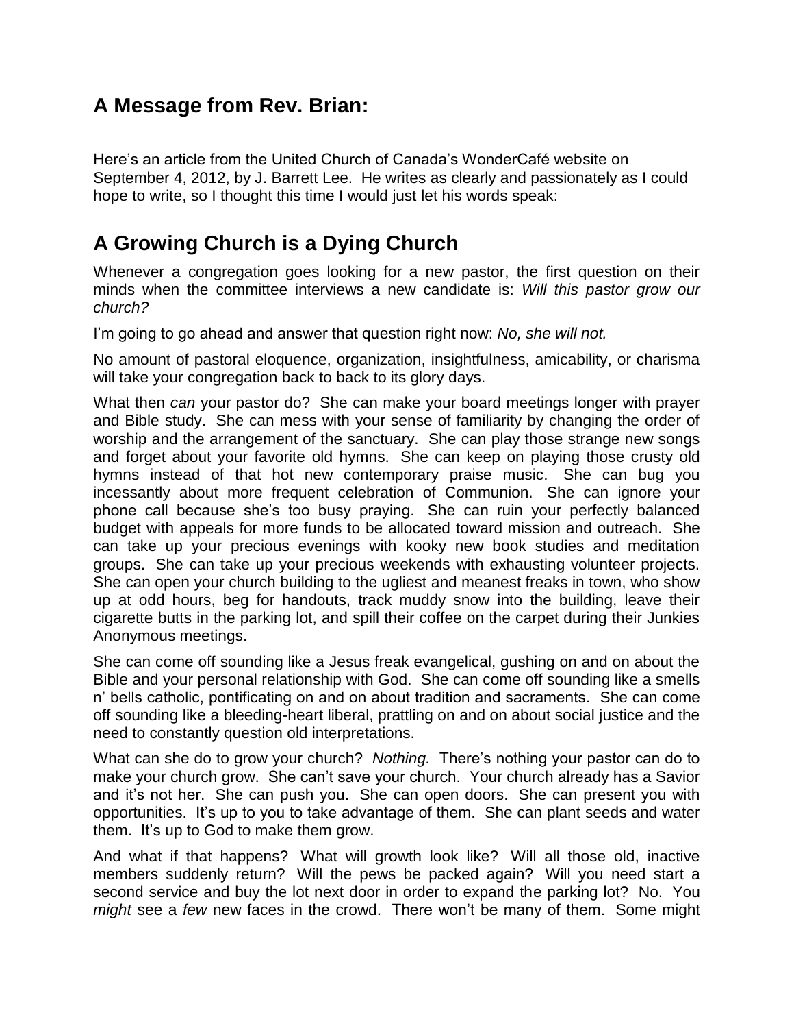## A Message from Rev. Brian:

Here's an article from the United Church of Canada's WonderCafé website on September 4, 2012, by J. Barrett Lee. He writes as clearly and passionately as I could hope to write, so I thought this time I would just let his words speak:

## A Growing Church is a Dying Church

Whenever a congregation goes looking for a new pastor, the first question on their minds when the committee interviews a new candidate is: *Will this pastor grow our church?*

I'm going to go ahead and answer that question right now: *No, she will not.*

No amount of pastoral eloquence, organization, insightfulness, amicability, or charisma will take your congregation back to back to its glory days.

What then *can* your pastor do? She can make your board meetings longer with prayer and Bible study. She can mess with your sense of familiarity by changing the order of worship and the arrangement of the sanctuary. She can play those strange new songs and forget about your favorite old hymns. She can keep on playing those crusty old hymns instead of that hot new contemporary praise music. She can bug you incessantly about more frequent celebration of Communion. She can ignore your phone call because she's too busy praying. She can ruin your perfectly balanced budget with appeals for more funds to be allocated toward mission and outreach. She can take up your precious evenings with kooky new book studies and meditation groups. She can take up your precious weekends with exhausting volunteer projects. She can open your church building to the ugliest and meanest freaks in town, who show up at odd hours, beg for handouts, track muddy snow into the building, leave their cigarette butts in the parking lot, and spill their coffee on the carpet during their Junkies Anonymous meetings.

She can come off sounding like a Jesus freak evangelical, gushing on and on about the Bible and your personal relationship with God. She can come off sounding like a smells n' bells catholic, pontificating on and on about tradition and sacraments. She can come off sounding like a bleeding-heart liberal, prattling on and on about social justice and the need to constantly question old interpretations.

What can she do to grow your church? *Nothing.* There's nothing your pastor can do to make your church grow. She can't save your church. Your church already has a Savior and it's not her. She can push you. She can open doors. She can present you with opportunities. It's up to you to take advantage of them. She can plant seeds and water them. It's up to God to make them grow.

And what if that happens? What will growth look like? Will all those old, inactive members suddenly return? Will the pews be packed again? Will you need start a second service and buy the lot next door in order to expand the parking lot? No. You *might* see a *few* new faces in the crowd. There won't be many of them. Some might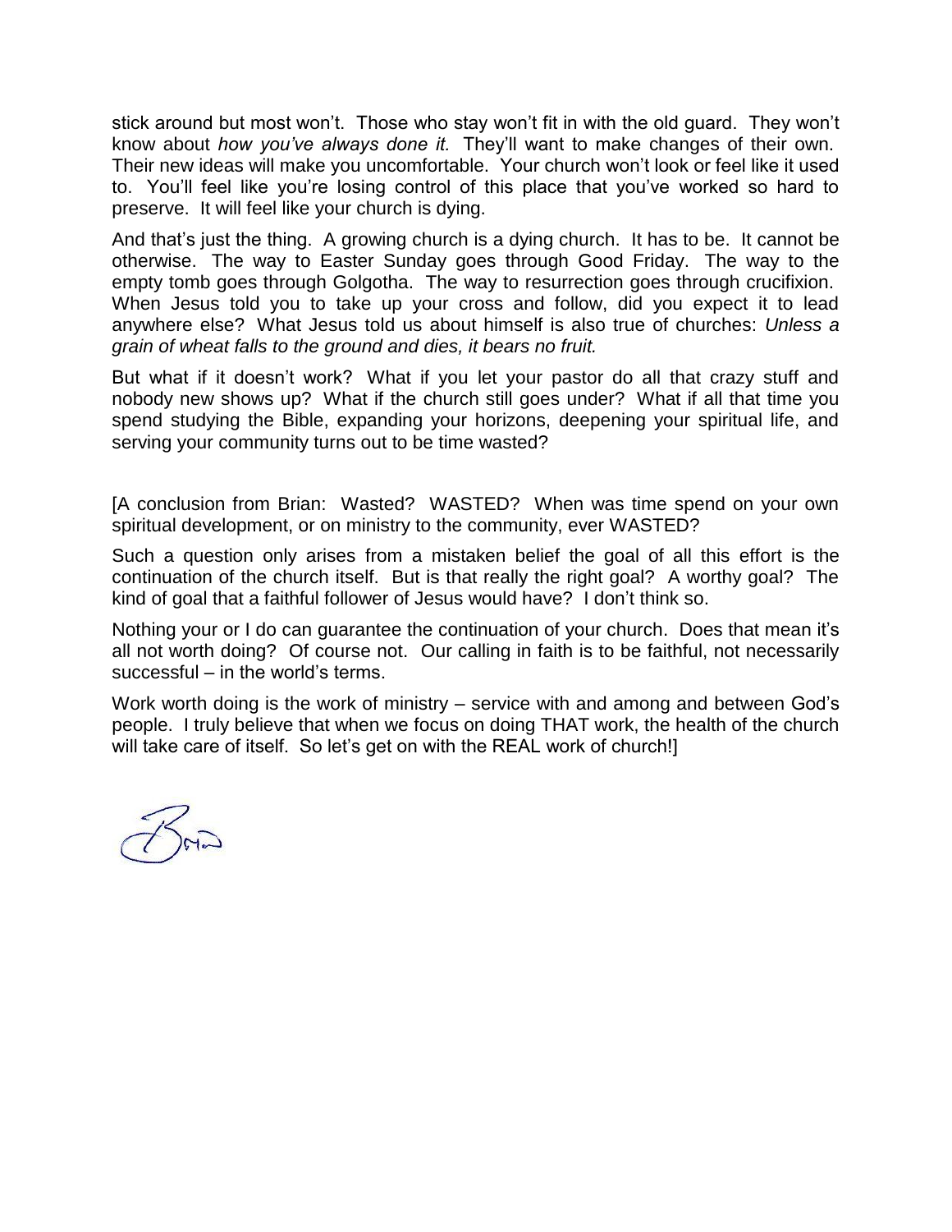stick around but most won't. Those who stay won't fit in with the old guard. They won't know about *how you've always done it.* They'll want to make changes of their own. Their new ideas will make you uncomfortable. Your church won't look or feel like it used to. You'll feel like you're losing control of this place that you've worked so hard to preserve. It will feel like your church is dying.

And that's just the thing. A growing church is a dying church. It has to be. It cannot be otherwise. The way to Easter Sunday goes through Good Friday. The way to the empty tomb goes through Golgotha. The way to resurrection goes through crucifixion. When Jesus told you to take up your cross and follow, did you expect it to lead anywhere else? What Jesus told us about himself is also true of churches: *Unless a grain of wheat falls to the ground and dies, it bears no fruit.*

But what if it doesn't work? What if you let your pastor do all that crazy stuff and nobody new shows up? What if the church still goes under? What if all that time you spend studying the Bible, expanding your horizons, deepening your spiritual life, and serving your community turns out to be time wasted?

[A conclusion from Brian: Wasted? WASTED? When was time spend on your own spiritual development, or on ministry to the community, ever WASTED?

Such a question only arises from a mistaken belief the goal of all this effort is the continuation of the church itself. But is that really the right goal? A worthy goal? The kind of goal that a faithful follower of Jesus would have? I don't think so.

Nothing your or I do can guarantee the continuation of your church. Does that mean it's all not worth doing? Of course not. Our calling in faith is to be faithful, not necessarily successful – in the world's terms.

Work worth doing is the work of ministry – service with and among and between God's people. I truly believe that when we focus on doing THAT work, the health of the church will take care of itself. So let's get on with the REAL work of church!]

Brian